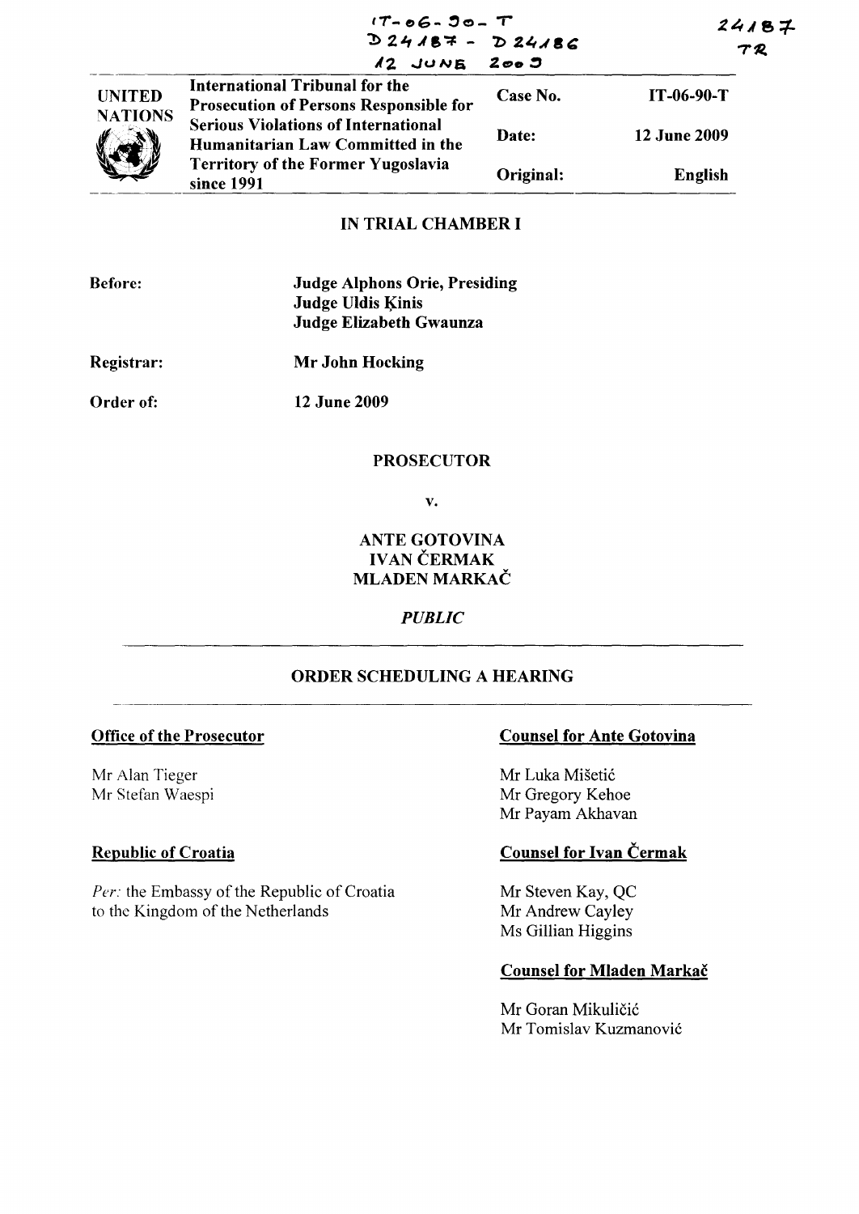IT-06-90-T
D24187 - D24186
12 JUNE 2009

24187
TR

| UNITED NATIONS | International Tribunal for the Prosecution of Persons Responsible for Serious Violations of International Humanitarian Law Committed in the Territory of the Former Yugoslavia since 1991 | Case No. | IT-06-90-T |
|---|---|---|---|
| | | Date: | 12 June 2009 |
| | | Original: | English |

## IN TRIAL CHAMBER I

**Before:** **Judge Alphons Orie, Presiding**
**Judge Uldis Ķinis**
**Judge Elizabeth Gwaunza**

**Registrar:** **Mr John Hocking**

**Order of:** **12 June 2009**

**PROSECUTOR**

**v.**

**ANTE GOTOVINA**
**IVAN ČERMAK**
**MLADEN MARKAČ**

***PUBLIC***

## ORDER SCHEDULING A HEARING

**Office of the Prosecutor**

Mr Alan Tieger
Mr Stefan Waespi

**Republic of Croatia**

*Per:* the Embassy of the Republic of Croatia to the Kingdom of the Netherlands

**Counsel for Ante Gotovina**

Mr Luka Mišetić
Mr Gregory Kehoe
Mr Payam Akhavan

**Counsel for Ivan Čermak**

Mr Steven Kay, QC
Mr Andrew Cayley
Ms Gillian Higgins

**Counsel for Mladen Markač**

Mr Goran Mikuličić
Mr Tomislav Kuzmanović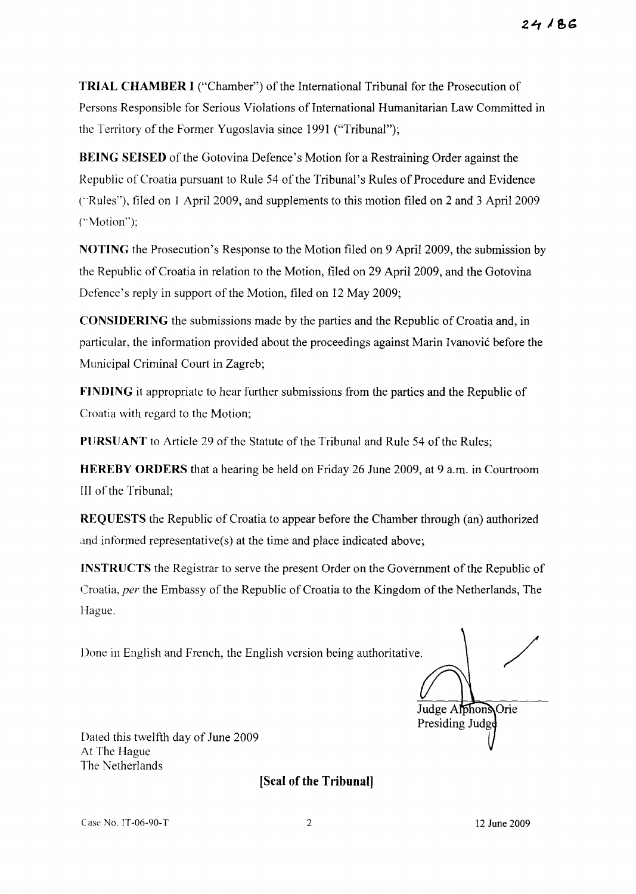**TRIAL CHAMBER I** ("Chamber") of the International Tribunal for the Prosecution of Persons Responsible for Serious Violations of International Humanitarian Law Committed in the Territory of the Former Yugoslavia since 1991 ("Tribunal");

**BEING SEISED** of the Gotovina Defence's Motion for a Restraining Order against the Republic of Croatia pursuant to Rule 54 of the Tribunal's Rules of Procedure and Evidence ("Rules"), filed on 1 April 2009, and supplements to this motion filed on 2 and 3 April 2009 ("Motion");

**NOTING** the Prosecution's Response to the Motion filed on 9 April 2009, the submission by the Republic of Croatia in relation to the Motion, filed on 29 April 2009, and the Gotovina Defence's reply in support of the Motion, filed on 12 May 2009;

**CONSIDERING** the submissions made by the parties and the Republic of Croatia and, in particular, the information provided about the proceedings against Marin Ivanović before the Municipal Criminal Court in Zagreb;

**FINDING** it appropriate to hear further submissions from the parties and the Republic of Croatia with regard to the Motion;

**PURSUANT** to Article 29 of the Statute of the Tribunal and Rule 54 of the Rules;

**HEREBY ORDERS** that a hearing be held on Friday 26 June 2009, at 9 a.m. in Courtroom III of the Tribunal;

**REQUESTS** the Republic of Croatia to appear before the Chamber through (an) authorized and informed representative(s) at the time and place indicated above;

**INSTRUCTS** the Registrar to serve the present Order on the Government of the Republic of Croatia, *per* the Embassy of the Republic of Croatia to the Kingdom of the Netherlands, The Hague.

Done in English and French, the English version being authoritative.

Judge Alphons Orie
Presiding Judge

Dated this twelfth day of June 2009
At The Hague
The Netherlands

**[Seal of the Tribunal]**